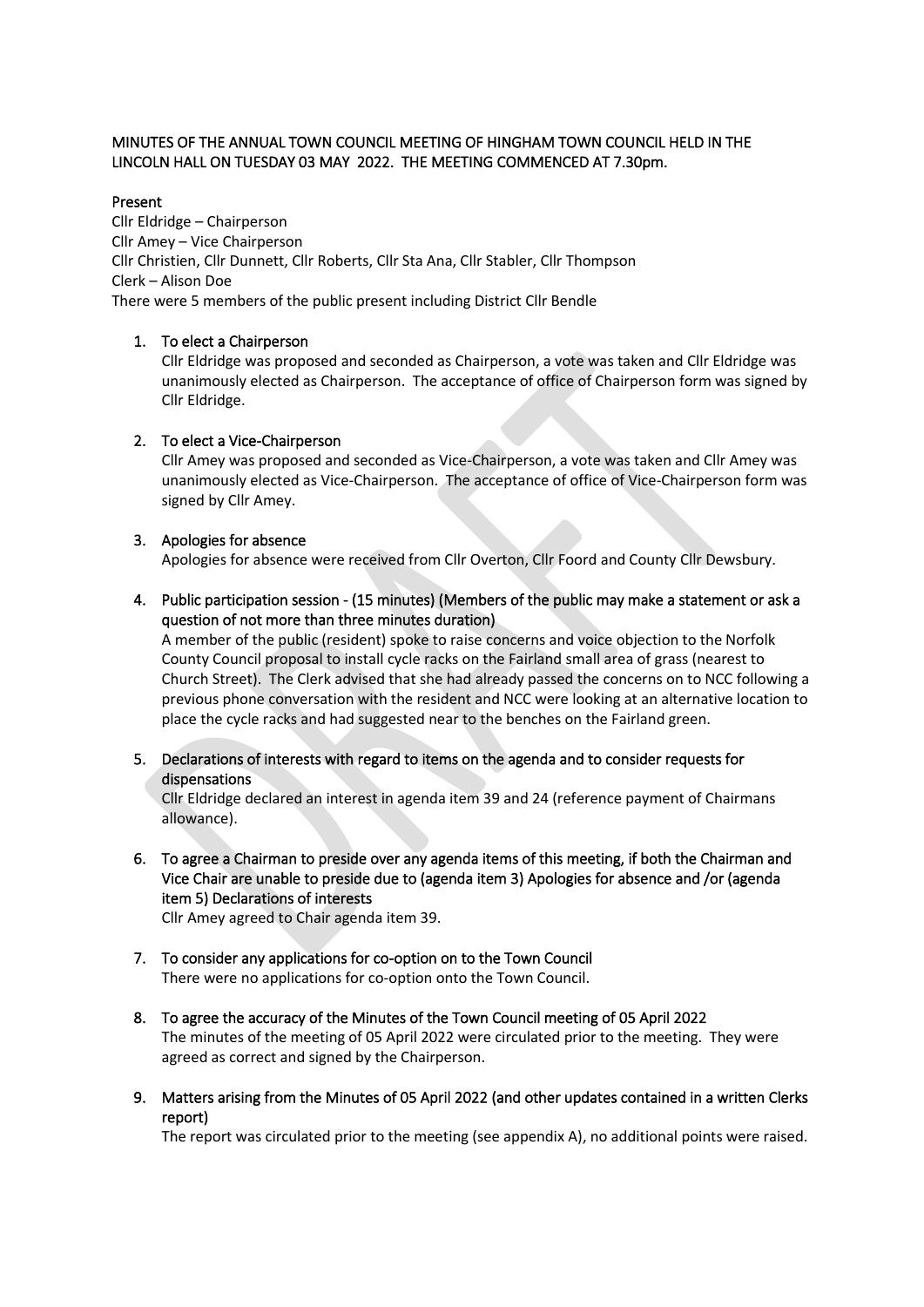MINUTES OF THE ANNUAL TOWN COUNCIL MEETING OF HINGHAM TOWN COUNCIL HELD IN THE LINCOLN HALL ON TUESDAY 03 MAY 2022. THE MEETING COMMENCED AT 7.30pm.

Present

Cllr Eldridge – Chairperson
Cllr Amey – Vice Chairperson
Cllr Christien, Cllr Dunnett, Cllr Roberts, Cllr Sta Ana, Cllr Stabler, Cllr Thompson
Clerk – Alison Doe
There were 5 members of the public present including District Cllr Bendle

1. To elect a Chairperson

   Cllr Eldridge was proposed and seconded as Chairperson, a vote was taken and Cllr Eldridge was unanimously elected as Chairperson. The acceptance of office of Chairperson form was signed by Cllr Eldridge.

2. To elect a Vice-Chairperson

   Cllr Amey was proposed and seconded as Vice-Chairperson, a vote was taken and Cllr Amey was unanimously elected as Vice-Chairperson. The acceptance of office of Vice-Chairperson form was signed by Cllr Amey.

3. Apologies for absence

   Apologies for absence were received from Cllr Overton, Cllr Foord and County Cllr Dewsbury.

4. Public participation session - (15 minutes) (Members of the public may make a statement or ask a question of not more than three minutes duration)

   A member of the public (resident) spoke to raise concerns and voice objection to the Norfolk County Council proposal to install cycle racks on the Fairland small area of grass (nearest to Church Street). The Clerk advised that she had already passed the concerns on to NCC following a previous phone conversation with the resident and NCC were looking at an alternative location to place the cycle racks and had suggested near to the benches on the Fairland green.

5. Declarations of interests with regard to items on the agenda and to consider requests for dispensations

   Cllr Eldridge declared an interest in agenda item 39 and 24 (reference payment of Chairmans allowance).

6. To agree a Chairman to preside over any agenda items of this meeting, if both the Chairman and Vice Chair are unable to preside due to (agenda item 3) Apologies for absence and /or (agenda item 5) Declarations of interests

   Cllr Amey agreed to Chair agenda item 39.

7. To consider any applications for co-option on to the Town Council

   There were no applications for co-option onto the Town Council.

8. To agree the accuracy of the Minutes of the Town Council meeting of 05 April 2022

   The minutes of the meeting of 05 April 2022 were circulated prior to the meeting. They were agreed as correct and signed by the Chairperson.

9. Matters arising from the Minutes of 05 April 2022 (and other updates contained in a written Clerks report)

   The report was circulated prior to the meeting (see appendix A), no additional points were raised.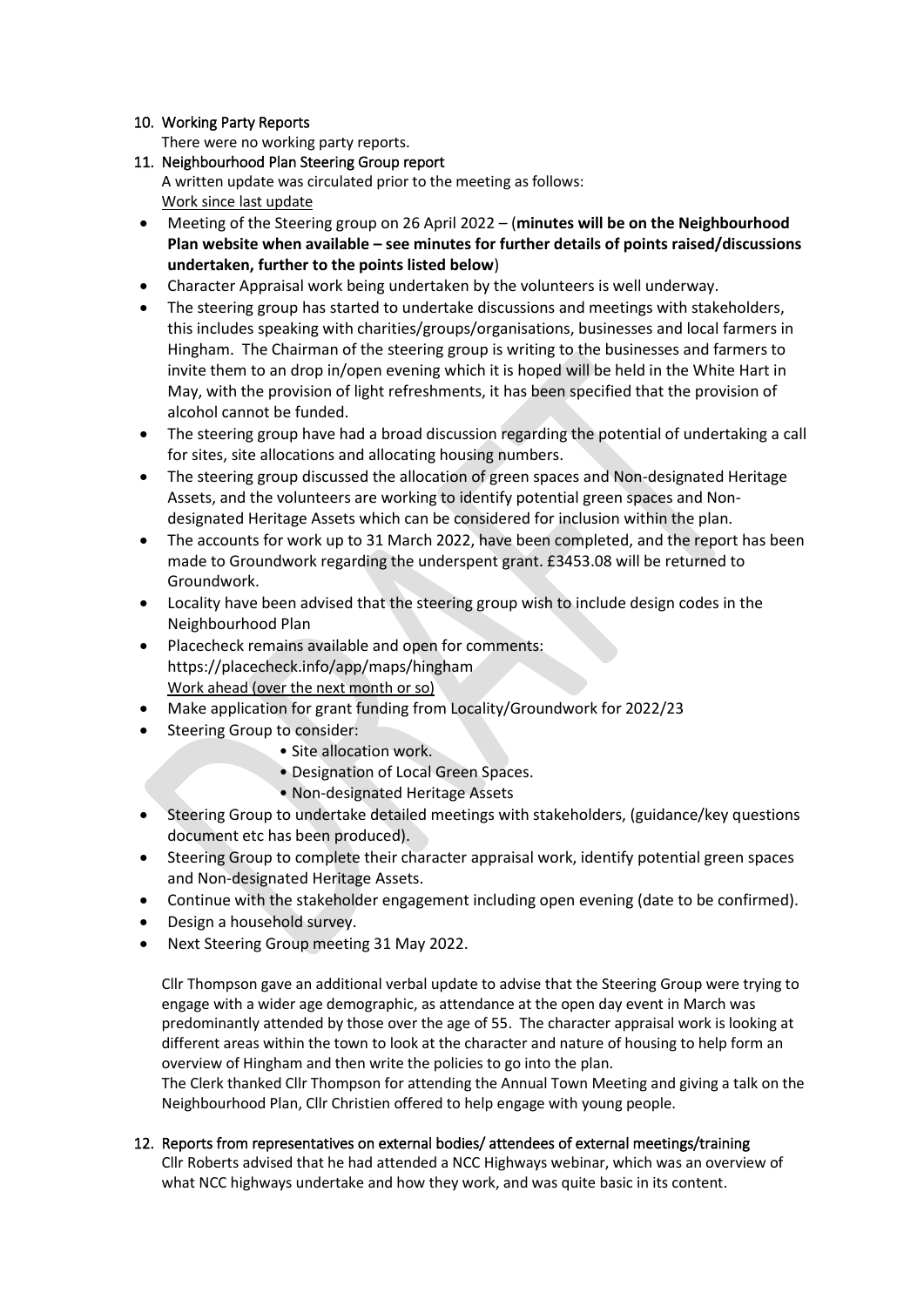## 10. Working Party Reports

There were no working party reports.

## 11. Neighbourhood Plan Steering Group report

A written update was circulated prior to the meeting as follows:

Work since last update

- Meeting of the Steering group on 26 April 2022 – (**minutes will be on the Neighbourhood Plan website when available – see minutes for further details of points raised/discussions undertaken, further to the points listed below**)
- Character Appraisal work being undertaken by the volunteers is well underway.
- The steering group has started to undertake discussions and meetings with stakeholders, this includes speaking with charities/groups/organisations, businesses and local farmers in Hingham. The Chairman of the steering group is writing to the businesses and farmers to invite them to an drop in/open evening which it is hoped will be held in the White Hart in May, with the provision of light refreshments, it has been specified that the provision of alcohol cannot be funded.
- The steering group have had a broad discussion regarding the potential of undertaking a call for sites, site allocations and allocating housing numbers.
- The steering group discussed the allocation of green spaces and Non-designated Heritage Assets, and the volunteers are working to identify potential green spaces and Non-designated Heritage Assets which can be considered for inclusion within the plan.
- The accounts for work up to 31 March 2022, have been completed, and the report has been made to Groundwork regarding the underspent grant. £3453.08 will be returned to Groundwork.
- Locality have been advised that the steering group wish to include design codes in the Neighbourhood Plan
- Placecheck remains available and open for comments: https://placecheck.info/app/maps/hingham

Work ahead (over the next month or so)

- Make application for grant funding from Locality/Groundwork for 2022/23
- Steering Group to consider:
  - Site allocation work.
  - Designation of Local Green Spaces.
  - Non-designated Heritage Assets
- Steering Group to undertake detailed meetings with stakeholders, (guidance/key questions document etc has been produced).
- Steering Group to complete their character appraisal work, identify potential green spaces and Non-designated Heritage Assets.
- Continue with the stakeholder engagement including open evening (date to be confirmed).
- Design a household survey.
- Next Steering Group meeting 31 May 2022.

Cllr Thompson gave an additional verbal update to advise that the Steering Group were trying to engage with a wider age demographic, as attendance at the open day event in March was predominantly attended by those over the age of 55. The character appraisal work is looking at different areas within the town to look at the character and nature of housing to help form an overview of Hingham and then write the policies to go into the plan.

The Clerk thanked Cllr Thompson for attending the Annual Town Meeting and giving a talk on the Neighbourhood Plan, Cllr Christien offered to help engage with young people.

## 12. Reports from representatives on external bodies/ attendees of external meetings/training

Cllr Roberts advised that he had attended a NCC Highways webinar, which was an overview of what NCC highways undertake and how they work, and was quite basic in its content.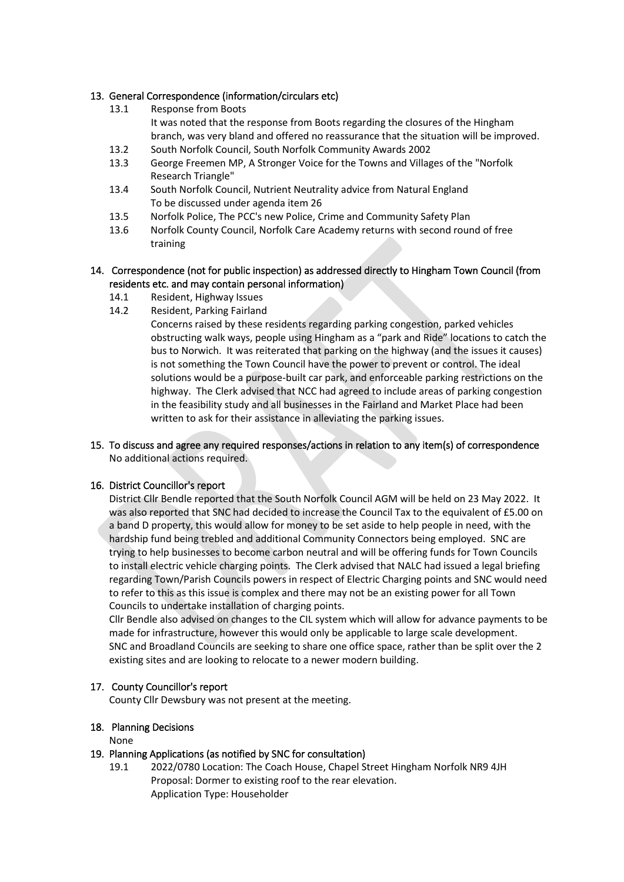## 13. General Correspondence (information/circulars etc)

13.1 Response from Boots

It was noted that the response from Boots regarding the closures of the Hingham branch, was very bland and offered no reassurance that the situation will be improved.

13.2 South Norfolk Council, South Norfolk Community Awards 2002

13.3 George Freemen MP, A Stronger Voice for the Towns and Villages of the "Norfolk Research Triangle"

13.4 South Norfolk Council, Nutrient Neutrality advice from Natural England

To be discussed under agenda item 26

13.5 Norfolk Police, The PCC's new Police, Crime and Community Safety Plan

13.6 Norfolk County Council, Norfolk Care Academy returns with second round of free training

## 14. Correspondence (not for public inspection) as addressed directly to Hingham Town Council (from residents etc. and may contain personal information)

14.1 Resident, Highway Issues

14.2 Resident, Parking Fairland

Concerns raised by these residents regarding parking congestion, parked vehicles obstructing walk ways, people using Hingham as a "park and Ride" locations to catch the bus to Norwich. It was reiterated that parking on the highway (and the issues it causes) is not something the Town Council have the power to prevent or control. The ideal solutions would be a purpose-built car park, and enforceable parking restrictions on the highway. The Clerk advised that NCC had agreed to include areas of parking congestion in the feasibility study and all businesses in the Fairland and Market Place had been written to ask for their assistance in alleviating the parking issues.

## 15. To discuss and agree any required responses/actions in relation to any item(s) of correspondence

No additional actions required.

## 16. District Councillor's report

District Cllr Bendle reported that the South Norfolk Council AGM will be held on 23 May 2022. It was also reported that SNC had decided to increase the Council Tax to the equivalent of £5.00 on a band D property, this would allow for money to be set aside to help people in need, with the hardship fund being trebled and additional Community Connectors being employed. SNC are trying to help businesses to become carbon neutral and will be offering funds for Town Councils to install electric vehicle charging points. The Clerk advised that NALC had issued a legal briefing regarding Town/Parish Councils powers in respect of Electric Charging points and SNC would need to refer to this as this issue is complex and there may not be an existing power for all Town Councils to undertake installation of charging points.

Cllr Bendle also advised on changes to the CIL system which will allow for advance payments to be made for infrastructure, however this would only be applicable to large scale development.

SNC and Broadland Councils are seeking to share one office space, rather than be split over the 2 existing sites and are looking to relocate to a newer modern building.

## 17. County Councillor's report

County Cllr Dewsbury was not present at the meeting.

## 18. Planning Decisions

None

## 19. Planning Applications (as notified by SNC for consultation)

19.1 2022/0780 Location: The Coach House, Chapel Street Hingham Norfolk NR9 4JH

Proposal: Dormer to existing roof to the rear elevation.

Application Type: Householder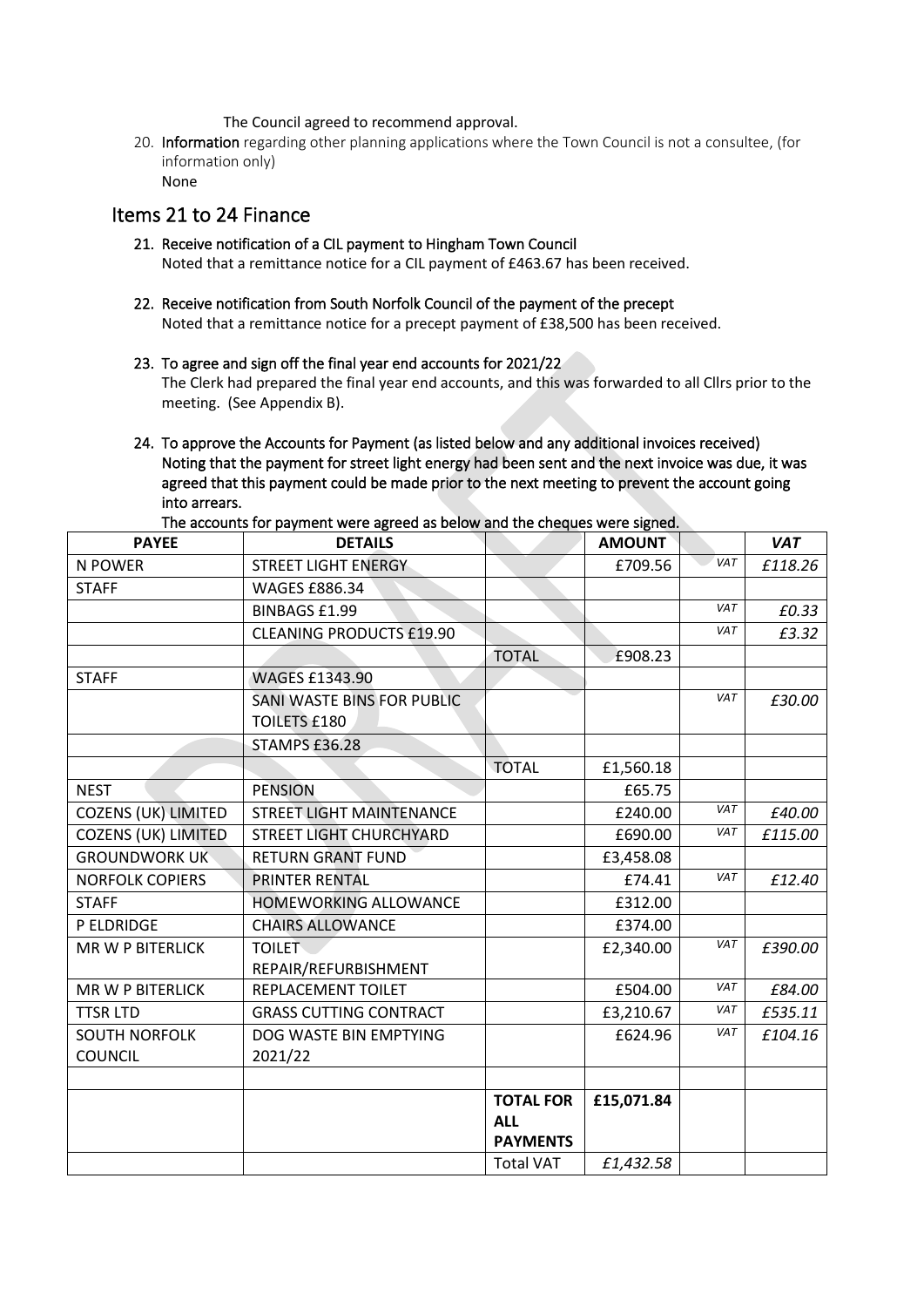The Council agreed to recommend approval.

20. **Information** regarding other planning applications where the Town Council is not a consultee, (for information only)
    None

## Items 21 to 24 Finance

21. **Receive notification of a CIL payment to Hingham Town Council**
    Noted that a remittance notice for a CIL payment of £463.67 has been received.

22. **Receive notification from South Norfolk Council of the payment of the precept**
    Noted that a remittance notice for a precept payment of £38,500 has been received.

23. **To agree and sign off the final year end accounts for 2021/22**
    The Clerk had prepared the final year end accounts, and this was forwarded to all Cllrs prior to the meeting. (See Appendix B).

24. **To approve the Accounts for Payment (as listed below and any additional invoices received)**
    **Noting that the payment for street light energy had been sent and the next invoice was due, it was agreed that this payment could be made prior to the next meeting to prevent the account going into arrears.**
    **The accounts for payment were agreed as below and the cheques were signed.**

| PAYEE | DETAILS | | AMOUNT | | *VAT* |
|---|---|---|---|---|---|
| N POWER | STREET LIGHT ENERGY | | £709.56 | *VAT* | *£118.26* |
| STAFF | WAGES £886.34 | | | | |
| | BINBAGS £1.99 | | | *VAT* | *£0.33* |
| | CLEANING PRODUCTS £19.90 | | | *VAT* | *£3.32* |
| | | TOTAL | £908.23 | | |
| STAFF | WAGES £1343.90 | | | | |
| | SANI WASTE BINS FOR PUBLIC TOILETS £180 | | | *VAT* | *£30.00* |
| | STAMPS £36.28 | | | | |
| | | TOTAL | £1,560.18 | | |
| NEST | PENSION | | £65.75 | | |
| COZENS (UK) LIMITED | STREET LIGHT MAINTENANCE | | £240.00 | *VAT* | *£40.00* |
| COZENS (UK) LIMITED | STREET LIGHT CHURCHYARD | | £690.00 | *VAT* | *£115.00* |
| GROUNDWORK UK | RETURN GRANT FUND | | £3,458.08 | | |
| NORFOLK COPIERS | PRINTER RENTAL | | £74.41 | *VAT* | *£12.40* |
| STAFF | HOMEWORKING ALLOWANCE | | £312.00 | | |
| P ELDRIDGE | CHAIRS ALLOWANCE | | £374.00 | | |
| MR W P BITERLICK | TOILET REPAIR/REFURBISHMENT | | £2,340.00 | *VAT* | *£390.00* |
| MR W P BITERLICK | REPLACEMENT TOILET | | £504.00 | *VAT* | *£84.00* |
| TTSR LTD | GRASS CUTTING CONTRACT | | £3,210.67 | *VAT* | *£535.11* |
| SOUTH NORFOLK COUNCIL | DOG WASTE BIN EMPTYING 2021/22 | | £624.96 | *VAT* | *£104.16* |
| | | | | | |
| | | **TOTAL FOR ALL PAYMENTS** | **£15,071.84** | | |
| | | Total VAT | *£1,432.58* | | |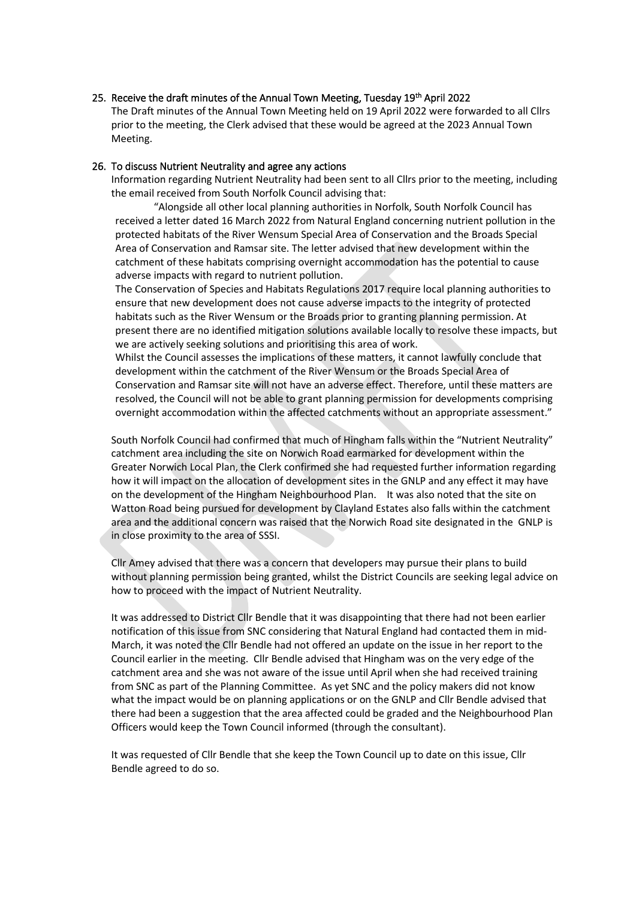25. **Receive the draft minutes of the Annual Town Meeting, Tuesday 19th April 2022**

The Draft minutes of the Annual Town Meeting held on 19 April 2022 were forwarded to all Cllrs prior to the meeting, the Clerk advised that these would be agreed at the 2023 Annual Town Meeting.

26. **To discuss Nutrient Neutrality and agree any actions**

Information regarding Nutrient Neutrality had been sent to all Cllrs prior to the meeting, including the email received from South Norfolk Council advising that:

"Alongside all other local planning authorities in Norfolk, South Norfolk Council has received a letter dated 16 March 2022 from Natural England concerning nutrient pollution in the protected habitats of the River Wensum Special Area of Conservation and the Broads Special Area of Conservation and Ramsar site. The letter advised that new development within the catchment of these habitats comprising overnight accommodation has the potential to cause adverse impacts with regard to nutrient pollution.

The Conservation of Species and Habitats Regulations 2017 require local planning authorities to ensure that new development does not cause adverse impacts to the integrity of protected habitats such as the River Wensum or the Broads prior to granting planning permission. At present there are no identified mitigation solutions available locally to resolve these impacts, but we are actively seeking solutions and prioritising this area of work.

Whilst the Council assesses the implications of these matters, it cannot lawfully conclude that development within the catchment of the River Wensum or the Broads Special Area of Conservation and Ramsar site will not have an adverse effect. Therefore, until these matters are resolved, the Council will not be able to grant planning permission for developments comprising overnight accommodation within the affected catchments without an appropriate assessment."

South Norfolk Council had confirmed that much of Hingham falls within the "Nutrient Neutrality" catchment area including the site on Norwich Road earmarked for development within the Greater Norwich Local Plan, the Clerk confirmed she had requested further information regarding how it will impact on the allocation of development sites in the GNLP and any effect it may have on the development of the Hingham Neighbourhood Plan. It was also noted that the site on Watton Road being pursued for development by Clayland Estates also falls within the catchment area and the additional concern was raised that the Norwich Road site designated in the GNLP is in close proximity to the area of SSSI.

Cllr Amey advised that there was a concern that developers may pursue their plans to build without planning permission being granted, whilst the District Councils are seeking legal advice on how to proceed with the impact of Nutrient Neutrality.

It was addressed to District Cllr Bendle that it was disappointing that there had not been earlier notification of this issue from SNC considering that Natural England had contacted them in mid-March, it was noted the Cllr Bendle had not offered an update on the issue in her report to the Council earlier in the meeting. Cllr Bendle advised that Hingham was on the very edge of the catchment area and she was not aware of the issue until April when she had received training from SNC as part of the Planning Committee. As yet SNC and the policy makers did not know what the impact would be on planning applications or on the GNLP and Cllr Bendle advised that there had been a suggestion that the area affected could be graded and the Neighbourhood Plan Officers would keep the Town Council informed (through the consultant).

It was requested of Cllr Bendle that she keep the Town Council up to date on this issue, Cllr Bendle agreed to do so.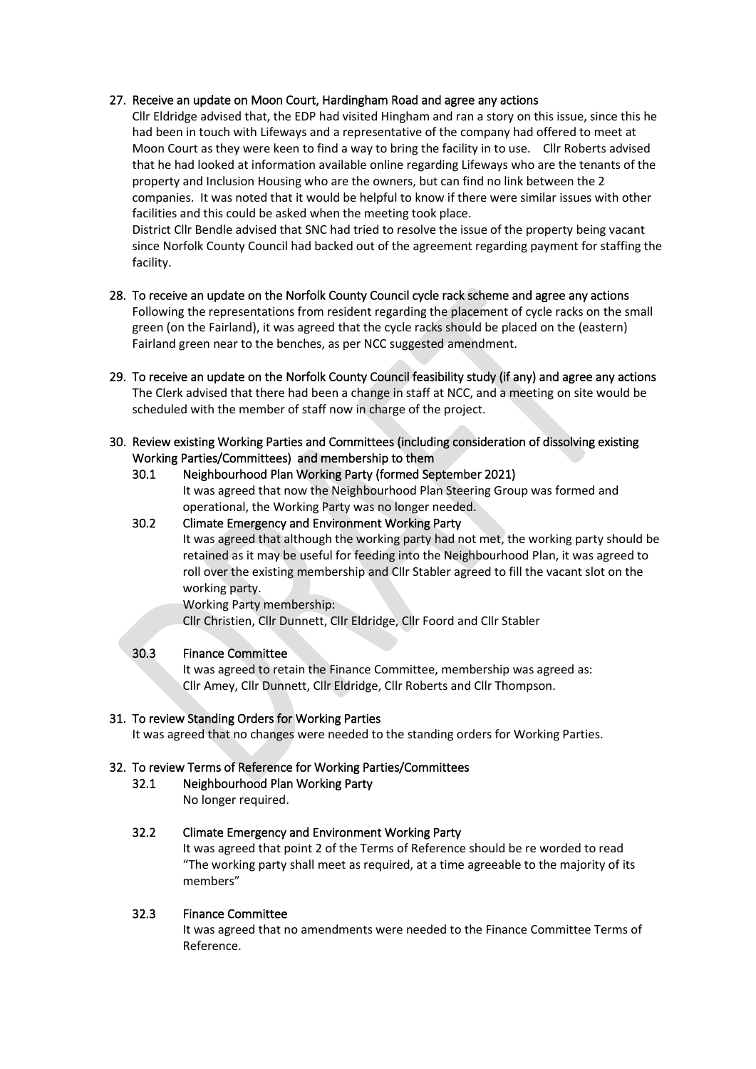## 27. Receive an update on Moon Court, Hardingham Road and agree any actions

Cllr Eldridge advised that, the EDP had visited Hingham and ran a story on this issue, since this he had been in touch with Lifeways and a representative of the company had offered to meet at Moon Court as they were keen to find a way to bring the facility in to use. Cllr Roberts advised that he had looked at information available online regarding Lifeways who are the tenants of the property and Inclusion Housing who are the owners, but can find no link between the 2 companies. It was noted that it would be helpful to know if there were similar issues with other facilities and this could be asked when the meeting took place.

District Cllr Bendle advised that SNC had tried to resolve the issue of the property being vacant since Norfolk County Council had backed out of the agreement regarding payment for staffing the facility.

## 28. To receive an update on the Norfolk County Council cycle rack scheme and agree any actions

Following the representations from resident regarding the placement of cycle racks on the small green (on the Fairland), it was agreed that the cycle racks should be placed on the (eastern) Fairland green near to the benches, as per NCC suggested amendment.

## 29. To receive an update on the Norfolk County Council feasibility study (if any) and agree any actions

The Clerk advised that there had been a change in staff at NCC, and a meeting on site would be scheduled with the member of staff now in charge of the project.

## 30. Review existing Working Parties and Committees (including consideration of dissolving existing Working Parties/Committees) and membership to them

### 30.1 Neighbourhood Plan Working Party (formed September 2021)

It was agreed that now the Neighbourhood Plan Steering Group was formed and operational, the Working Party was no longer needed.

### 30.2 Climate Emergency and Environment Working Party

It was agreed that although the working party had not met, the working party should be retained as it may be useful for feeding into the Neighbourhood Plan, it was agreed to roll over the existing membership and Cllr Stabler agreed to fill the vacant slot on the working party.

Working Party membership:

Cllr Christien, Cllr Dunnett, Cllr Eldridge, Cllr Foord and Cllr Stabler

### 30.3 Finance Committee

It was agreed to retain the Finance Committee, membership was agreed as:
Cllr Amey, Cllr Dunnett, Cllr Eldridge, Cllr Roberts and Cllr Thompson.

## 31. To review Standing Orders for Working Parties

It was agreed that no changes were needed to the standing orders for Working Parties.

## 32. To review Terms of Reference for Working Parties/Committees

### 32.1 Neighbourhood Plan Working Party

No longer required.

### 32.2 Climate Emergency and Environment Working Party

It was agreed that point 2 of the Terms of Reference should be re worded to read "The working party shall meet as required, at a time agreeable to the majority of its members"

### 32.3 Finance Committee

It was agreed that no amendments were needed to the Finance Committee Terms of Reference.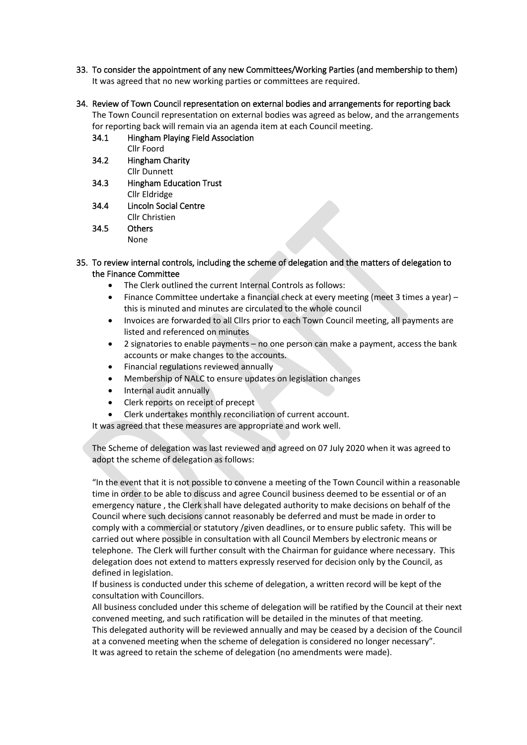33. **To consider the appointment of any new Committees/Working Parties (and membership to them)**
    It was agreed that no new working parties or committees are required.

34. **Review of Town Council representation on external bodies and arrangements for reporting back**
    The Town Council representation on external bodies was agreed as below, and the arrangements for reporting back will remain via an agenda item at each Council meeting.

    34.1 **Hingham Playing Field Association**
    Cllr Foord

    34.2 **Hingham Charity**
    Cllr Dunnett

    34.3 **Hingham Education Trust**
    Cllr Eldridge

    34.4 **Lincoln Social Centre**
    Cllr Christien

    34.5 **Others**
    None

35. **To review internal controls, including the scheme of delegation and the matters of delegation to the Finance Committee**
    - The Clerk outlined the current Internal Controls as follows:
    - Finance Committee undertake a financial check at every meeting (meet 3 times a year) – this is minuted and minutes are circulated to the whole council
    - Invoices are forwarded to all Cllrs prior to each Town Council meeting, all payments are listed and referenced on minutes
    - 2 signatories to enable payments – no one person can make a payment, access the bank accounts or make changes to the accounts.
    - Financial regulations reviewed annually
    - Membership of NALC to ensure updates on legislation changes
    - Internal audit annually
    - Clerk reports on receipt of precept
    - Clerk undertakes monthly reconciliation of current account.

    It was agreed that these measures are appropriate and work well.

    The Scheme of delegation was last reviewed and agreed on 07 July 2020 when it was agreed to adopt the scheme of delegation as follows:

    "In the event that it is not possible to convene a meeting of the Town Council within a reasonable time in order to be able to discuss and agree Council business deemed to be essential or of an emergency nature , the Clerk shall have delegated authority to make decisions on behalf of the Council where such decisions cannot reasonably be deferred and must be made in order to comply with a commercial or statutory /given deadlines, or to ensure public safety. This will be carried out where possible in consultation with all Council Members by electronic means or telephone. The Clerk will further consult with the Chairman for guidance where necessary. This delegation does not extend to matters expressly reserved for decision only by the Council, as defined in legislation.
    If business is conducted under this scheme of delegation, a written record will be kept of the consultation with Councillors.
    All business concluded under this scheme of delegation will be ratified by the Council at their next convened meeting, and such ratification will be detailed in the minutes of that meeting.
    This delegated authority will be reviewed annually and may be ceased by a decision of the Council at a convened meeting when the scheme of delegation is considered no longer necessary".
    It was agreed to retain the scheme of delegation (no amendments were made).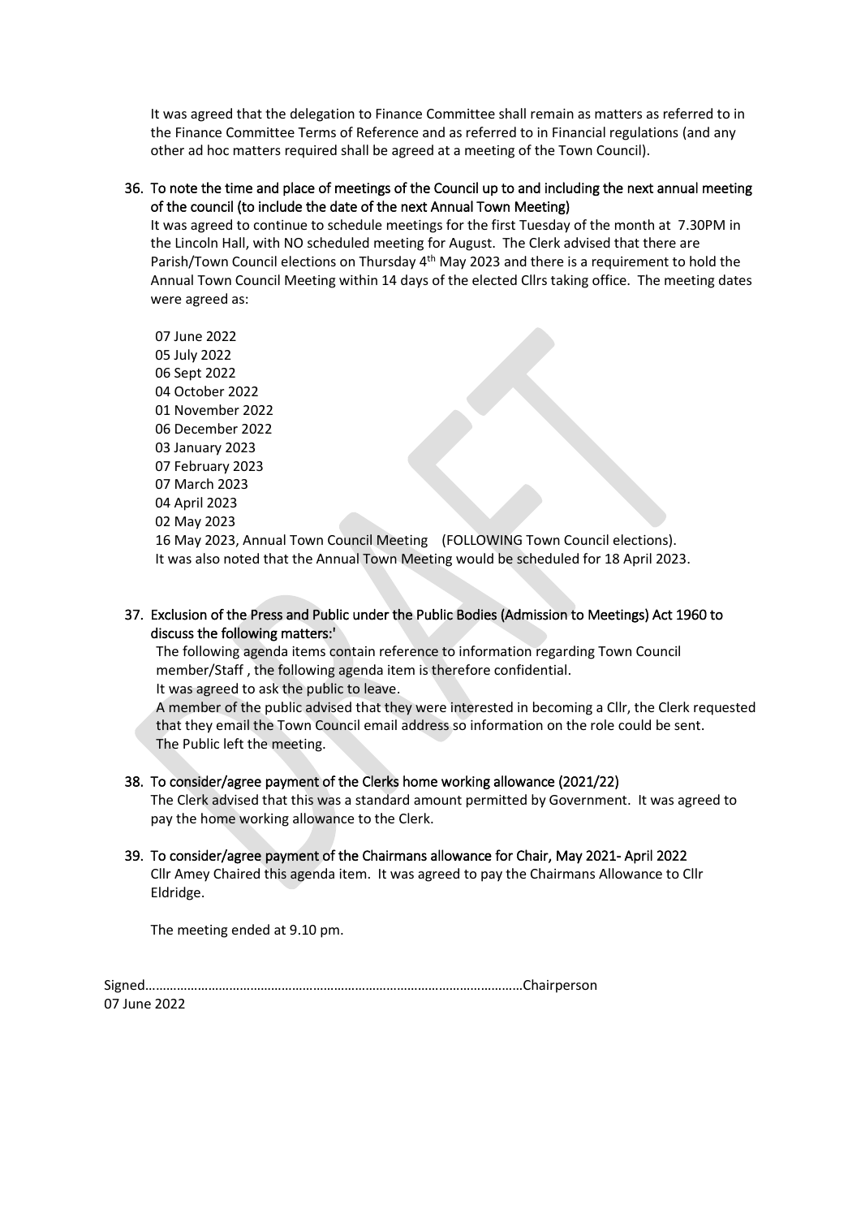It was agreed that the delegation to Finance Committee shall remain as matters as referred to in the Finance Committee Terms of Reference and as referred to in Financial regulations (and any other ad hoc matters required shall be agreed at a meeting of the Town Council).

36. To note the time and place of meetings of the Council up to and including the next annual meeting of the council (to include the date of the next Annual Town Meeting)

    It was agreed to continue to schedule meetings for the first Tuesday of the month at 7.30PM in the Lincoln Hall, with NO scheduled meeting for August. The Clerk advised that there are Parish/Town Council elections on Thursday 4th May 2023 and there is a requirement to hold the Annual Town Council Meeting within 14 days of the elected Cllrs taking office. The meeting dates were agreed as:

    07 June 2022
    05 July 2022
    06 Sept 2022
    04 October 2022
    01 November 2022
    06 December 2022
    03 January 2023
    07 February 2023
    07 March 2023
    04 April 2023
    02 May 2023
    16 May 2023, Annual Town Council Meeting (FOLLOWING Town Council elections).
    It was also noted that the Annual Town Meeting would be scheduled for 18 April 2023.

37. Exclusion of the Press and Public under the Public Bodies (Admission to Meetings) Act 1960 to discuss the following matters:'

    The following agenda items contain reference to information regarding Town Council member/Staff , the following agenda item is therefore confidential.
    It was agreed to ask the public to leave.
    A member of the public advised that they were interested in becoming a Cllr, the Clerk requested that they email the Town Council email address so information on the role could be sent.
    The Public left the meeting.

38. To consider/agree payment of the Clerks home working allowance (2021/22)

    The Clerk advised that this was a standard amount permitted by Government. It was agreed to pay the home working allowance to the Clerk.

39. To consider/agree payment of the Chairmans allowance for Chair, May 2021- April 2022

    Cllr Amey Chaired this agenda item. It was agreed to pay the Chairmans Allowance to Cllr Eldridge.

The meeting ended at 9.10 pm.

Signed……………………………………………………………………………………………Chairperson
07 June 2022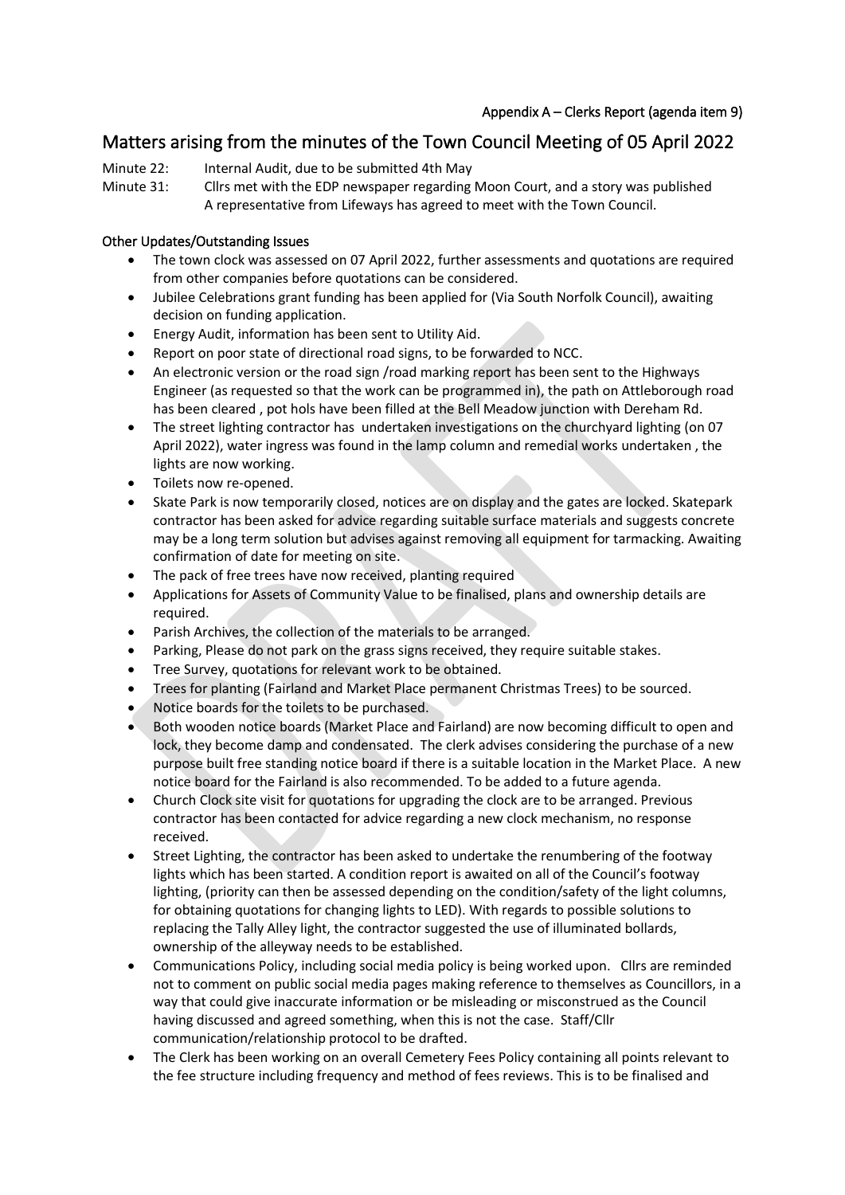Appendix A – Clerks Report (agenda item 9)

## Matters arising from the minutes of the Town Council Meeting of 05 April 2022

Minute 22: Internal Audit, due to be submitted 4th May

Minute 31: Cllrs met with the EDP newspaper regarding Moon Court, and a story was published
A representative from Lifeways has agreed to meet with the Town Council.

### Other Updates/Outstanding Issues

- The town clock was assessed on 07 April 2022, further assessments and quotations are required from other companies before quotations can be considered.
- Jubilee Celebrations grant funding has been applied for (Via South Norfolk Council), awaiting decision on funding application.
- Energy Audit, information has been sent to Utility Aid.
- Report on poor state of directional road signs, to be forwarded to NCC.
- An electronic version or the road sign /road marking report has been sent to the Highways Engineer (as requested so that the work can be programmed in), the path on Attleborough road has been cleared , pot hols have been filled at the Bell Meadow junction with Dereham Rd.
- The street lighting contractor has undertaken investigations on the churchyard lighting (on 07 April 2022), water ingress was found in the lamp column and remedial works undertaken , the lights are now working.
- Toilets now re-opened.
- Skate Park is now temporarily closed, notices are on display and the gates are locked. Skatepark contractor has been asked for advice regarding suitable surface materials and suggests concrete may be a long term solution but advises against removing all equipment for tarmacking. Awaiting confirmation of date for meeting on site.
- The pack of free trees have now received, planting required
- Applications for Assets of Community Value to be finalised, plans and ownership details are required.
- Parish Archives, the collection of the materials to be arranged.
- Parking, Please do not park on the grass signs received, they require suitable stakes.
- Tree Survey, quotations for relevant work to be obtained.
- Trees for planting (Fairland and Market Place permanent Christmas Trees) to be sourced.
- Notice boards for the toilets to be purchased.
- Both wooden notice boards (Market Place and Fairland) are now becoming difficult to open and lock, they become damp and condensated. The clerk advises considering the purchase of a new purpose built free standing notice board if there is a suitable location in the Market Place. A new notice board for the Fairland is also recommended. To be added to a future agenda.
- Church Clock site visit for quotations for upgrading the clock are to be arranged. Previous contractor has been contacted for advice regarding a new clock mechanism, no response received.
- Street Lighting, the contractor has been asked to undertake the renumbering of the footway lights which has been started. A condition report is awaited on all of the Council's footway lighting, (priority can then be assessed depending on the condition/safety of the light columns, for obtaining quotations for changing lights to LED). With regards to possible solutions to replacing the Tally Alley light, the contractor suggested the use of illuminated bollards, ownership of the alleyway needs to be established.
- Communications Policy, including social media policy is being worked upon. Cllrs are reminded not to comment on public social media pages making reference to themselves as Councillors, in a way that could give inaccurate information or be misleading or misconstrued as the Council having discussed and agreed something, when this is not the case. Staff/Cllr communication/relationship protocol to be drafted.
- The Clerk has been working on an overall Cemetery Fees Policy containing all points relevant to the fee structure including frequency and method of fees reviews. This is to be finalised and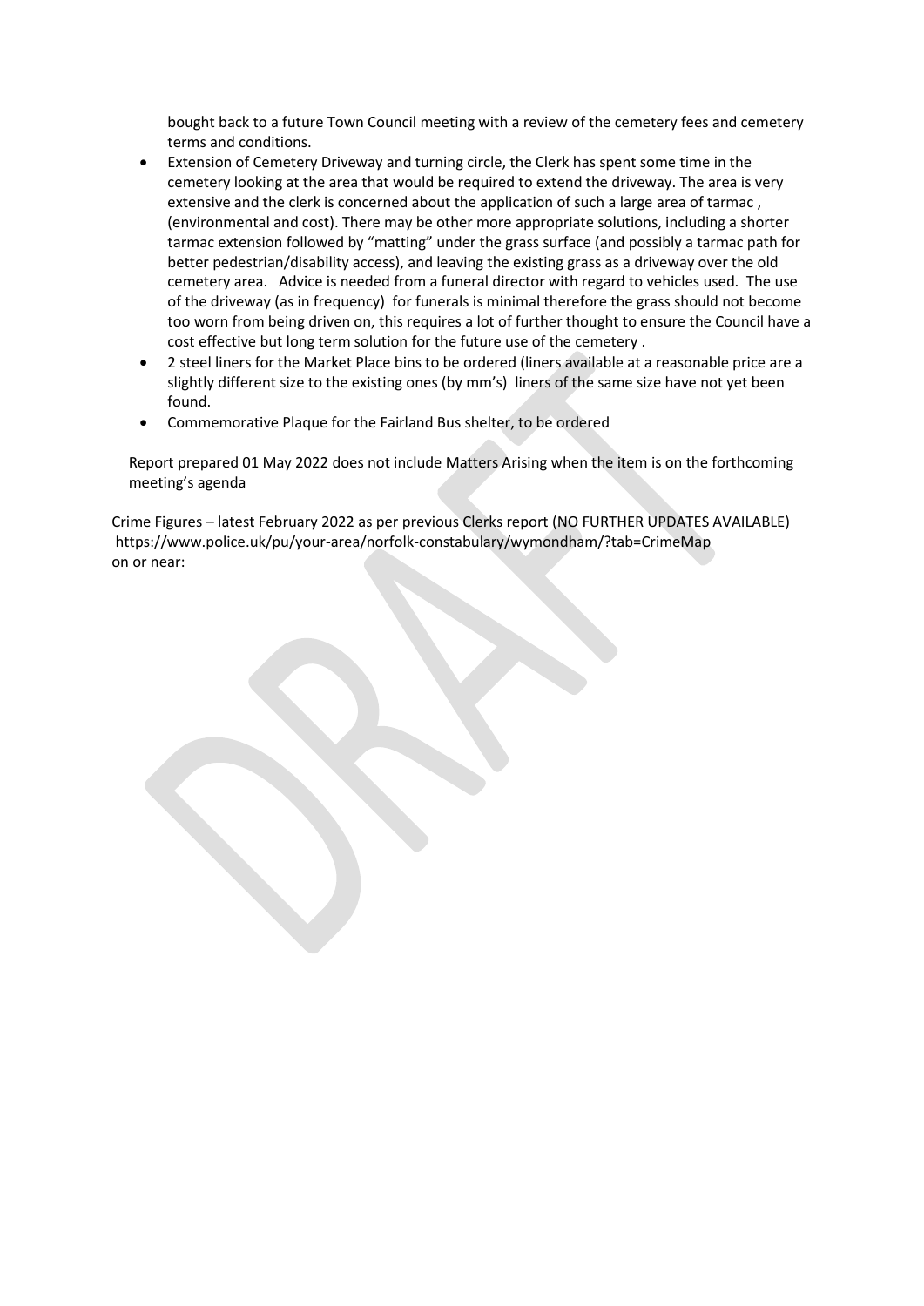bought back to a future Town Council meeting with a review of the cemetery fees and cemetery terms and conditions.

- Extension of Cemetery Driveway and turning circle, the Clerk has spent some time in the cemetery looking at the area that would be required to extend the driveway. The area is very extensive and the clerk is concerned about the application of such a large area of tarmac , (environmental and cost). There may be other more appropriate solutions, including a shorter tarmac extension followed by "matting" under the grass surface (and possibly a tarmac path for better pedestrian/disability access), and leaving the existing grass as a driveway over the old cemetery area. Advice is needed from a funeral director with regard to vehicles used. The use of the driveway (as in frequency) for funerals is minimal therefore the grass should not become too worn from being driven on, this requires a lot of further thought to ensure the Council have a cost effective but long term solution for the future use of the cemetery .
- 2 steel liners for the Market Place bins to be ordered (liners available at a reasonable price are a slightly different size to the existing ones (by mm's) liners of the same size have not yet been found.
- Commemorative Plaque for the Fairland Bus shelter, to be ordered

Report prepared 01 May 2022 does not include Matters Arising when the item is on the forthcoming meeting's agenda

Crime Figures – latest February 2022 as per previous Clerks report (NO FURTHER UPDATES AVAILABLE)
https://www.police.uk/pu/your-area/norfolk-constabulary/wymondham/?tab=CrimeMap
on or near: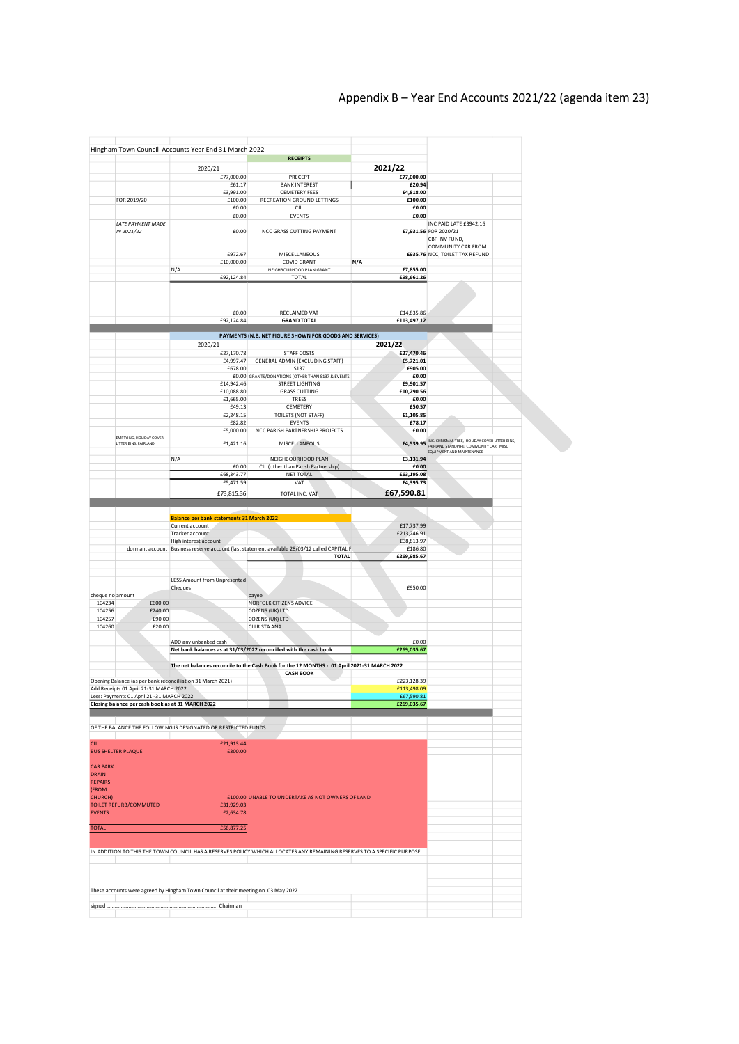# Appendix B – Year End Accounts 2021/22 (agenda item 23)

Hingham Town Council Accounts Year End 31 March 2022

**RECEIPTS**

| | 2020/21 | | 2021/22 | |
|---|---|---|---|---|
| | £77,000.00 | PRECEPT | **£77,000.00** | |
| | £61.17 | BANK INTEREST | **£20.94** | |
| | £3,991.00 | CEMETERY FEES | **£4,818.00** | |
| FOR 2019/20 | £100.00 | RECREATION GROUND LETTINGS | **£100.00** | |
| | £0.00 | CIL | **£0.00** | |
| | £0.00 | EVENTS | **£0.00** | |
| *LATE PAYMENT MADE IN 2021/22* | £0.00 | NCC GRASS CUTTING PAYMENT | **£7,931.56** | INC PAID LATE £3942.16 FOR 2020/21 |
| | £972.67 | MISCELLANEOUS | **£935.76** | CBF INV FUND, COMMUNITY CAR FROM NCC, TOILET TAX REFUND |
| | £10,000.00 | COVID GRANT | N/A | |
| | N/A | NEIGHBOURHOOD PLAN GRANT | **£7,855.00** | |
| | £92,124.84 | TOTAL | **£98,661.26** | |
| | £0.00 | RECLAIMED VAT | £14,835.86 | |
| | £92,124.84 | **GRAND TOTAL** | **£113,497.12** | |

**PAYMENTS (N.B. NET FIGURE SHOWN FOR GOODS AND SERVICES)**

| | 2020/21 | | 2021/22 | |
|---|---|---|---|---|
| | £27,170.78 | STAFF COSTS | **£27,470.46** | |
| | £4,997.47 | GENERAL ADMIN (EXCLUDING STAFF) | **£5,721.01** | |
| | £678.00 | S137 | **£905.00** | |
| | £0.00 | GRANTS/DONATIONS (OTHER THAN S137 & EVENTS | **£0.00** | |
| | £14,942.46 | STREET LIGHTING | **£9,901.57** | |
| | £10,088.80 | GRASS CUTTING | **£10,290.56** | |
| | £1,665.00 | TREES | **£0.00** | |
| | £49.13 | CEMETERY | **£50.57** | |
| | £2,248.15 | TOILETS (NOT STAFF) | **£1,105.85** | |
| | £82.82 | EVENTS | **£78.17** | |
| | £5,000.00 | NCC PARISH PARTNERSHIP PROJECTS | **£0.00** | |
| EMPTYING, HOLIDAY COVER LITTER BINS, FAIRLAND | £1,421.16 | MISCELLANEOUS | **£4,539.95** | INC. CHRISMAS TREE, HOLIDAY COVER LITTER BINS, FAIRLAND STANDPIPE, COMMUNITY CAR, MISC EQUIPMENT AND MAINTENANCE |
| | N/A | NEIGHBOURHOOD PLAN | **£3,131.94** | |
| | £0.00 | CIL (other than Parish Partnership) | **£0.00** | |
| | £68,343.77 | NET TOTAL | **£63,195.08** | |
| | £5,471.59 | VAT | **£4,395.73** | |
| | £73,815.36 | TOTAL INC. VAT | **£67,590.81** | |

**Balance per bank statements 31 March 2022**

| | | |
|---|---|---|
| | Current account | £17,737.99 |
| | Tracker account | £213,246.91 |
| | High interest account | £38,813.97 |
| dormant account | Business reserve account (last statement available 28/03/12 called CAPITAL F | £186.80 |
| | **TOTAL** | **£269,985.67** |
| | LESS Amount from Unpresented Cheques | £950.00 |

| cheque no | amount | payee |
|---|---|---|
| 104234 | £600.00 | NORFOLK CITIZENS ADVICE |
| 104256 | £240.00 | COZENS (UK) LTD |
| 104257 | £90.00 | COZENS (UK) LTD |
| 104260 | £20.00 | CLLR STA ANA |

| | |
|---|---|
| ADD any unbanked cash | £0.00 |
| **Net bank balances as at 31/03/2022 reconciled with the cash book** | **£269,035.67** |

**The net balances reconcile to the Cash Book for the 12 MONTHS - 01 April 2021-31 MARCH 2022**

**CASH BOOK**

| | |
|---|---|
| Opening Balance (as per bank reconcilliation 31 March 2021) | £223,128.39 |
| Add Receipts 01 April 21-31 MARCH 2022 | £113,498.09 |
| Less: Payments 01 April 21 -31 MARCH 2022 | £67,590.81 |
| **Closing balance per cash book as at 31 MARCH 2022** | **£269,035.67** |

OF THE BALANCE THE FOLLOWING IS DESIGNATED OR RESTRICTED FUNDS

| | | |
|---|---|---|
| CIL | £21,913.44 | |
| BUS SHELTER PLAQUE | £300.00 | |
| CAR PARK DRAIN REPAIRS (FROM CHURCH) | £100.00 | UNABLE TO UNDERTAKE AS NOT OWNERS OF LAND |
| TOILET REFURB/COMMUTED | £31,929.03 | |
| EVENTS | £2,634.78 | |
| TOTAL | £56,877.25 | |

IN ADDITION TO THIS THE TOWN COUNCIL HAS A RESERVES POLICY WHICH ALLOCATES ANY REMAINING RESERVES TO A SPECIFIC PURPOSE

These accounts were agreed by Hingham Town Council at their meeting on 03 May 2022

signed ............................................................................ Chairman